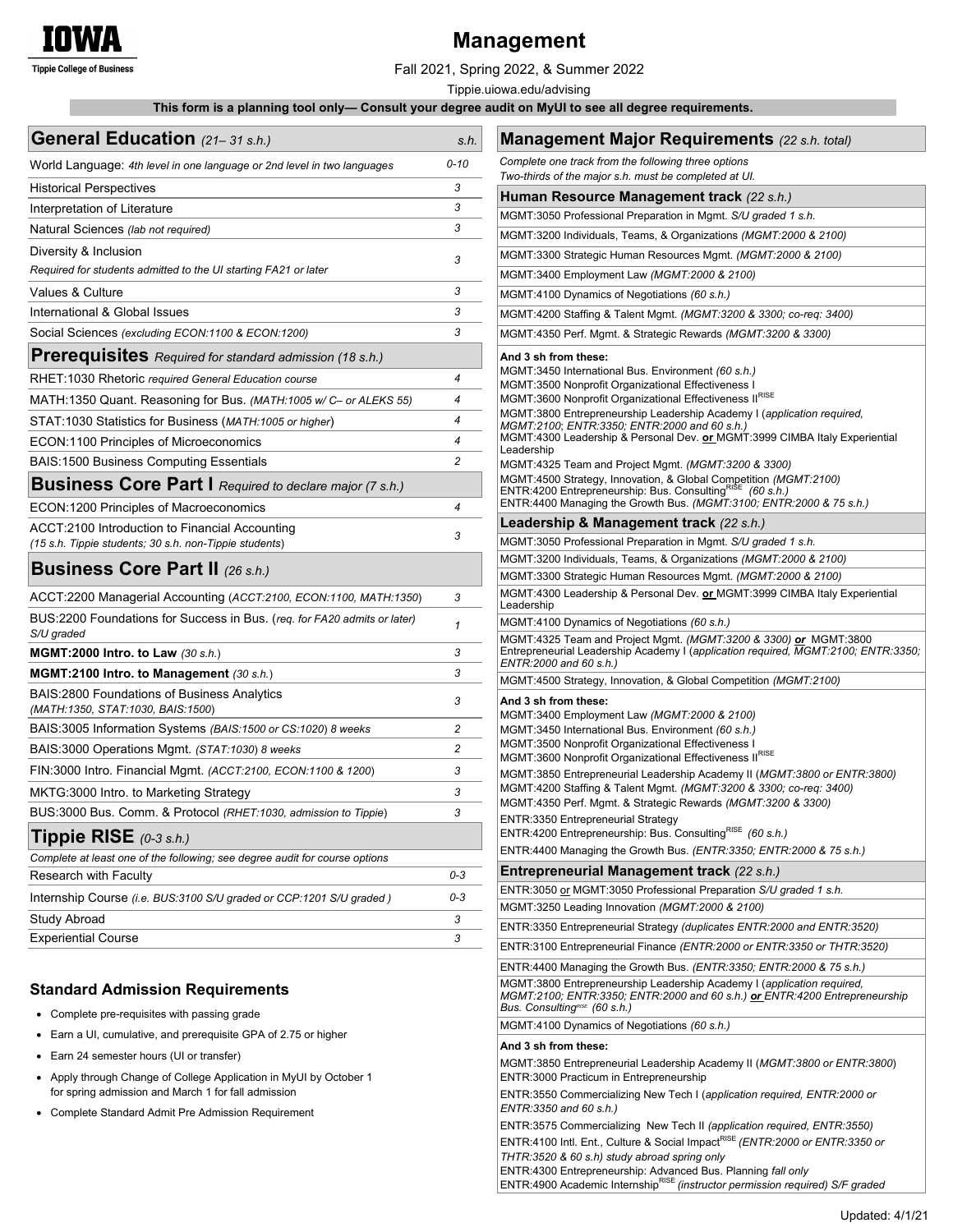IOWA
Tippie College of Business

# Management

Fall 2021, Spring 2022, & Summer 2022

Tippie.uiowa.edu/advising

**This form is a planning tool only— Consult your degree audit on MyUI to see all degree requirements.**

## General Education *(21– 31 s.h.)*

| General Education | s.h. |
|---|---|
| World Language: *4th level in one language or 2nd level in two languages* | 0-10 |
| Historical Perspectives | 3 |
| Interpretation of Literature | 3 |
| Natural Sciences *(lab not required)* | 3 |
| Diversity & Inclusion *Required for students admitted to the UI starting FA21 or later* | 3 |
| Values & Culture | 3 |
| International & Global Issues | 3 |
| Social Sciences *(excluding ECON:1100 & ECON:1200)* | 3 |

## Prerequisites *Required for standard admission (18 s.h.)*

| Course | s.h. |
|---|---|
| RHET:1030 Rhetoric *required General Education course* | 4 |
| MATH:1350 Quant. Reasoning for Bus. *(MATH:1005 w/ C– or ALEKS 55)* | 4 |
| STAT:1030 Statistics for Business (*MATH:1005 or higher*) | 4 |
| ECON:1100 Principles of Microeconomics | 4 |
| BAIS:1500 Business Computing Essentials | 2 |

## Business Core Part I *Required to declare major (7 s.h.)*

| Course | s.h. |
|---|---|
| ECON:1200 Principles of Macroeconomics | 4 |
| ACCT:2100 Introduction to Financial Accounting *(15 s.h. Tippie students; 30 s.h. non-Tippie students)* | 3 |

## Business Core Part II *(26 s.h.)*

| Course | s.h. |
|---|---|
| ACCT:2200 Managerial Accounting (*ACCT:2100, ECON:1100, MATH:1350*) | 3 |
| BUS:2200 Foundations for Success in Bus. (*req. for FA20 admits or later*) *S/U graded* | 1 |
| **MGMT:2000 Intro. to Law** *(30 s.h.)* | 3 |
| **MGMT:2100 Intro. to Management** *(30 s.h.)* | 3 |
| BAIS:2800 Foundations of Business Analytics *(MATH:1350, STAT:1030, BAIS:1500)* | 3 |
| BAIS:3005 Information Systems *(BAIS:1500 or CS:1020) 8 weeks* | 2 |
| BAIS:3000 Operations Mgmt. *(STAT:1030) 8 weeks* | 2 |
| FIN:3000 Intro. Financial Mgmt. *(ACCT:2100, ECON:1100 & 1200)* | 3 |
| MKTG:3000 Intro. to Marketing Strategy | 3 |
| BUS:3000 Bus. Comm. & Protocol *(RHET:1030, admission to Tippie)* | 3 |

## Tippie RISE *(0-3 s.h.)*

*Complete at least one of the following; see degree audit for course options*

| Option | s.h. |
|---|---|
| Research with Faculty | 0-3 |
| Internship Course *(i.e. BUS:3100 S/U graded or CCP:1201 S/U graded )* | 0-3 |
| Study Abroad | 3 |
| Experiential Course | 3 |

### Standard Admission Requirements

- Complete pre-requisites with passing grade
- Earn a UI, cumulative, and prerequisite GPA of 2.75 or higher
- Earn 24 semester hours (UI or transfer)
- Apply through Change of College Application in MyUI by October 1 for spring admission and March 1 for fall admission
- Complete Standard Admit Pre Admission Requirement

## Management Major Requirements *(22 s.h. total)*

*Complete one track from the following three options*
*Two-thirds of the major s.h. must be completed at UI.*

### Human Resource Management track *(22 s.h.)*

- MGMT:3050 Professional Preparation in Mgmt. *S/U graded 1 s.h.*
- MGMT:3200 Individuals, Teams, & Organizations *(MGMT:2000 & 2100)*
- MGMT:3300 Strategic Human Resources Mgmt. *(MGMT:2000 & 2100)*
- MGMT:3400 Employment Law *(MGMT:2000 & 2100)*
- MGMT:4100 Dynamics of Negotiations *(60 s.h.)*
- MGMT:4200 Staffing & Talent Mgmt. *(MGMT:3200 & 3300; co-req: 3400)*
- MGMT:4350 Perf. Mgmt. & Strategic Rewards *(MGMT:3200 & 3300)*

**And 3 sh from these:**

- MGMT:3450 International Bus. Environment *(60 s.h.)*
- MGMT:3500 Nonprofit Organizational Effectiveness I
- MGMT:3600 Nonprofit Organizational Effectiveness II[RISE]
- MGMT:3800 Entrepreneurship Leadership Academy I (*application required, MGMT:2100; ENTR:3350; ENTR:2000 and 60 s.h.*)
- MGMT:4300 Leadership & Personal Dev. **or** MGMT:3999 CIMBA Italy Experiential Leadership
- MGMT:4325 Team and Project Mgmt. *(MGMT:3200 & 3300)*
- MGMT:4500 Strategy, Innovation, & Global Competition *(MGMT:2100)*
- ENTR:4200 Entrepreneurship: Bus. Consulting[RISE] *(60 s.h.)*
- ENTR:4400 Managing the Growth Bus. *(MGMT:3100; ENTR:2000 & 75 s.h.)*

### Leadership & Management track *(22 s.h.)*

- MGMT:3050 Professional Preparation in Mgmt. *S/U graded 1 s.h.*
- MGMT:3200 Individuals, Teams, & Organizations *(MGMT:2000 & 2100)*
- MGMT:3300 Strategic Human Resources Mgmt. *(MGMT:2000 & 2100)*
- MGMT:4300 Leadership & Personal Dev. **or** MGMT:3999 CIMBA Italy Experiential Leadership
- MGMT:4100 Dynamics of Negotiations *(60 s.h.)*
- MGMT:4325 Team and Project Mgmt. *(MGMT:3200 & 3300)* ***or*** MGMT:3800 Entrepreneurial Leadership Academy I (*application required, MGMT:2100; ENTR:3350; ENTR:2000 and 60 s.h.*)
- MGMT:4500 Strategy, Innovation, & Global Competition *(MGMT:2100)*

**And 3 sh from these:**

- MGMT:3400 Employment Law *(MGMT:2000 & 2100)*
- MGMT:3450 International Bus. Environment *(60 s.h.)*
- MGMT:3500 Nonprofit Organizational Effectiveness I
- MGMT:3600 Nonprofit Organizational Effectiveness II[RISE]
- MGMT:3850 Entrepreneurial Leadership Academy II (*MGMT:3800 or ENTR:3800*)
- MGMT:4200 Staffing & Talent Mgmt. *(MGMT:3200 & 3300; co-req: 3400)*
- MGMT:4350 Perf. Mgmt. & Strategic Rewards *(MGMT:3200 & 3300)*
- ENTR:3350 Entrepreneurial Strategy
- ENTR:4200 Entrepreneurship: Bus. Consulting[RISE] *(60 s.h.)*
- ENTR:4400 Managing the Growth Bus. *(ENTR:3350; ENTR:2000 & 75 s.h.)*

### Entrepreneurial Management track *(22 s.h.)*

- ENTR:3050 or MGMT:3050 Professional Preparation *S/U graded 1 s.h.*
- MGMT:3250 Leading Innovation *(MGMT:2000 & 2100)*
- ENTR:3350 Entrepreneurial Strategy *(duplicates ENTR:2000 and ENTR:3520)*
- ENTR:3100 Entrepreneurial Finance *(ENTR:2000 or ENTR:3350 or THTR:3520)*
- ENTR:4400 Managing the Growth Bus. *(ENTR:3350; ENTR:2000 & 75 s.h.)*
- MGMT:3800 Entrepreneurship Leadership Academy I (*application required, MGMT:2100; ENTR:3350; ENTR:2000 and 60 s.h.*) ***or*** ENTR:4200 Entrepreneurship Bus. Consulting[RISE] *(60 s.h.)*
- MGMT:4100 Dynamics of Negotiations *(60 s.h.)*

**And 3 sh from these:**

- MGMT:3850 Entrepreneurial Leadership Academy II (*MGMT:3800 or ENTR:3800*)
- ENTR:3000 Practicum in Entrepreneurship
- ENTR:3550 Commercializing New Tech I (*application required, ENTR:2000 or ENTR:3350 and 60 s.h.*)
- ENTR:3575 Commercializing New Tech II *(application required, ENTR:3550)*
- ENTR:4100 Intl. Ent., Culture & Social Impact[RISE] *(ENTR:2000 or ENTR:3350 or THTR:3520 & 60 s.h) study abroad spring only*
- ENTR:4300 Entrepreneurship: Advanced Bus. Planning *fall only*
- ENTR:4900 Academic Internship[RISE] *(instructor permission required) S/F graded*

Updated: 4/1/21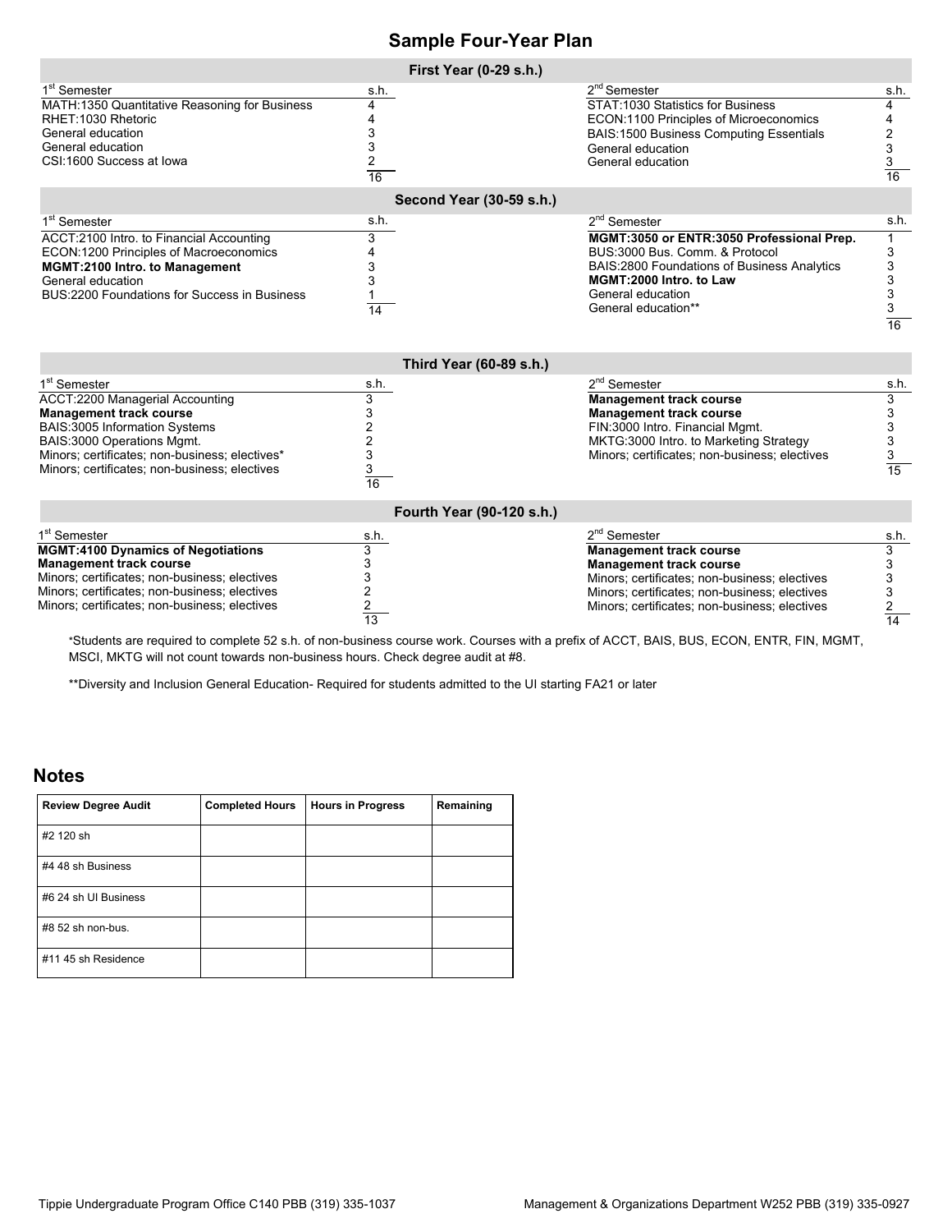# Sample Four-Year Plan

## First Year (0-29 s.h.)

| 1st Semester | s.h. | 2nd Semester | s.h. |
|---|---|---|---|
| MATH:1350 Quantitative Reasoning for Business | 4 | STAT:1030 Statistics for Business | 4 |
| RHET:1030 Rhetoric | 4 | ECON:1100 Principles of Microeconomics | 4 |
| General education | 3 | BAIS:1500 Business Computing Essentials | 2 |
| General education | 3 | General education | 3 |
| CSI:1600 Success at Iowa | 2 | General education | 3 |
| | 16 | | 16 |

## Second Year (30-59 s.h.)

| 1st Semester | s.h. | 2nd Semester | s.h. |
|---|---|---|---|
| ACCT:2100 Intro. to Financial Accounting | 3 | **MGMT:3050 or ENTR:3050 Professional Prep.** | 1 |
| ECON:1200 Principles of Macroeconomics | 4 | BUS:3000 Bus. Comm. & Protocol | 3 |
| **MGMT:2100 Intro. to Management** | 3 | BAIS:2800 Foundations of Business Analytics | 3 |
| General education | 3 | **MGMT:2000 Intro. to Law** | 3 |
| BUS:2200 Foundations for Success in Business | 1 | General education | 3 |
| | 14 | General education** | 3 |
| | | | 16 |

## Third Year (60-89 s.h.)

| 1st Semester | s.h. | 2nd Semester | s.h. |
|---|---|---|---|
| ACCT:2200 Managerial Accounting | 3 | **Management track course** | 3 |
| **Management track course** | 3 | **Management track course** | 3 |
| BAIS:3005 Information Systems | 2 | FIN:3000 Intro. Financial Mgmt. | 3 |
| BAIS:3000 Operations Mgmt. | 2 | MKTG:3000 Intro. to Marketing Strategy | 3 |
| Minors; certificates; non-business; electives* | 3 | Minors; certificates; non-business; electives | 3 |
| Minors; certificates; non-business; electives | 3 | | 15 |
| | 16 | | |

## Fourth Year (90-120 s.h.)

| 1st Semester | s.h. | 2nd Semester | s.h. |
|---|---|---|---|
| **MGMT:4100 Dynamics of Negotiations** | 3 | **Management track course** | 3 |
| **Management track course** | 3 | **Management track course** | 3 |
| Minors; certificates; non-business; electives | 3 | Minors; certificates; non-business; electives | 3 |
| Minors; certificates; non-business; electives | 2 | Minors; certificates; non-business; electives | 3 |
| Minors; certificates; non-business; electives | 2 | Minors; certificates; non-business; electives | 2 |
| | 13 | | 14 |

*Students are required to complete 52 s.h. of non-business course work. Courses with a prefix of ACCT, BAIS, BUS, ECON, ENTR, FIN, MGMT, MSCI, MKTG will not count towards non-business hours. Check degree audit at #8.

**Diversity and Inclusion General Education- Required for students admitted to the UI starting FA21 or later

## Notes

| Review Degree Audit | Completed Hours | Hours in Progress | Remaining |
|---|---|---|---|
| #2 120 sh | | | |
| #4 48 sh Business | | | |
| #6 24 sh UI Business | | | |
| #8 52 sh non-bus. | | | |
| #11 45 sh Residence | | | |

Tippie Undergraduate Program Office C140 PBB (319) 335-1037

Management & Organizations Department W252 PBB (319) 335-0927